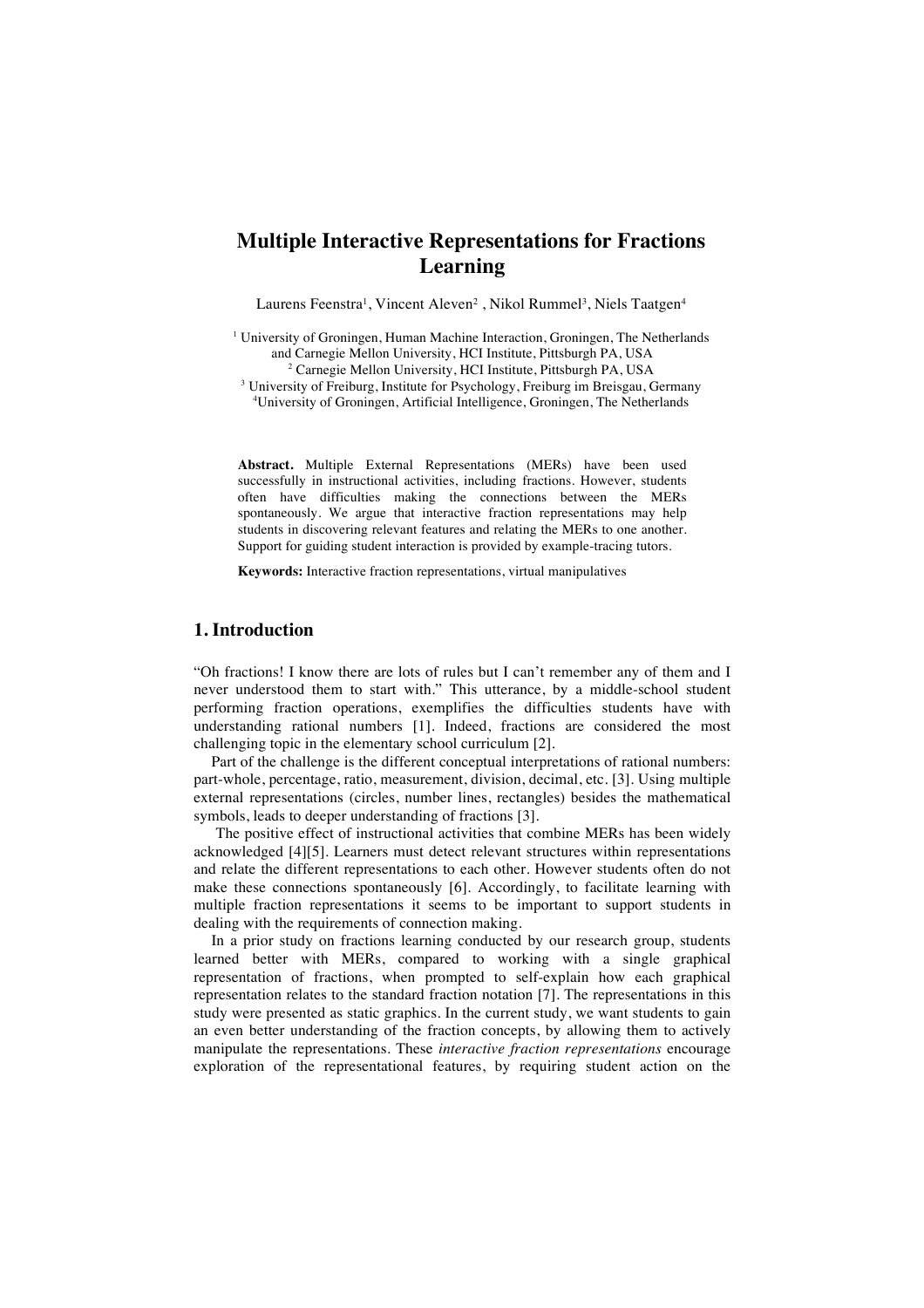# Multiple Interactive Representations for Fractions Learning

Laurens Feenstra[1], Vincent Aleven[2], Nikol Rummel[3], Niels Taatgen[4]

[1] University of Groningen, Human Machine Interaction, Groningen, The Netherlands and Carnegie Mellon University, HCI Institute, Pittsburgh PA, USA
[2] Carnegie Mellon University, HCI Institute, Pittsburgh PA, USA
[3] University of Freiburg, Institute for Psychology, Freiburg im Breisgau, Germany
[4] University of Groningen, Artificial Intelligence, Groningen, The Netherlands

**Abstract.** Multiple External Representations (MERs) have been used successfully in instructional activities, including fractions. However, students often have difficulties making the connections between the MERs spontaneously. We argue that interactive fraction representations may help students in discovering relevant features and relating the MERs to one another. Support for guiding student interaction is provided by example-tracing tutors.

**Keywords:** Interactive fraction representations, virtual manipulatives

## 1. Introduction

"Oh fractions! I know there are lots of rules but I can't remember any of them and I never understood them to start with." This utterance, by a middle-school student performing fraction operations, exemplifies the difficulties students have with understanding rational numbers [1]. Indeed, fractions are considered the most challenging topic in the elementary school curriculum [2].

Part of the challenge is the different conceptual interpretations of rational numbers: part-whole, percentage, ratio, measurement, division, decimal, etc. [3]. Using multiple external representations (circles, number lines, rectangles) besides the mathematical symbols, leads to deeper understanding of fractions [3].

The positive effect of instructional activities that combine MERs has been widely acknowledged [4][5]. Learners must detect relevant structures within representations and relate the different representations to each other. However students often do not make these connections spontaneously [6]. Accordingly, to facilitate learning with multiple fraction representations it seems to be important to support students in dealing with the requirements of connection making.

In a prior study on fractions learning conducted by our research group, students learned better with MERs, compared to working with a single graphical representation of fractions, when prompted to self-explain how each graphical representation relates to the standard fraction notation [7]. The representations in this study were presented as static graphics. In the current study, we want students to gain an even better understanding of the fraction concepts, by allowing them to actively manipulate the representations. These *interactive fraction representations* encourage exploration of the representational features, by requiring student action on the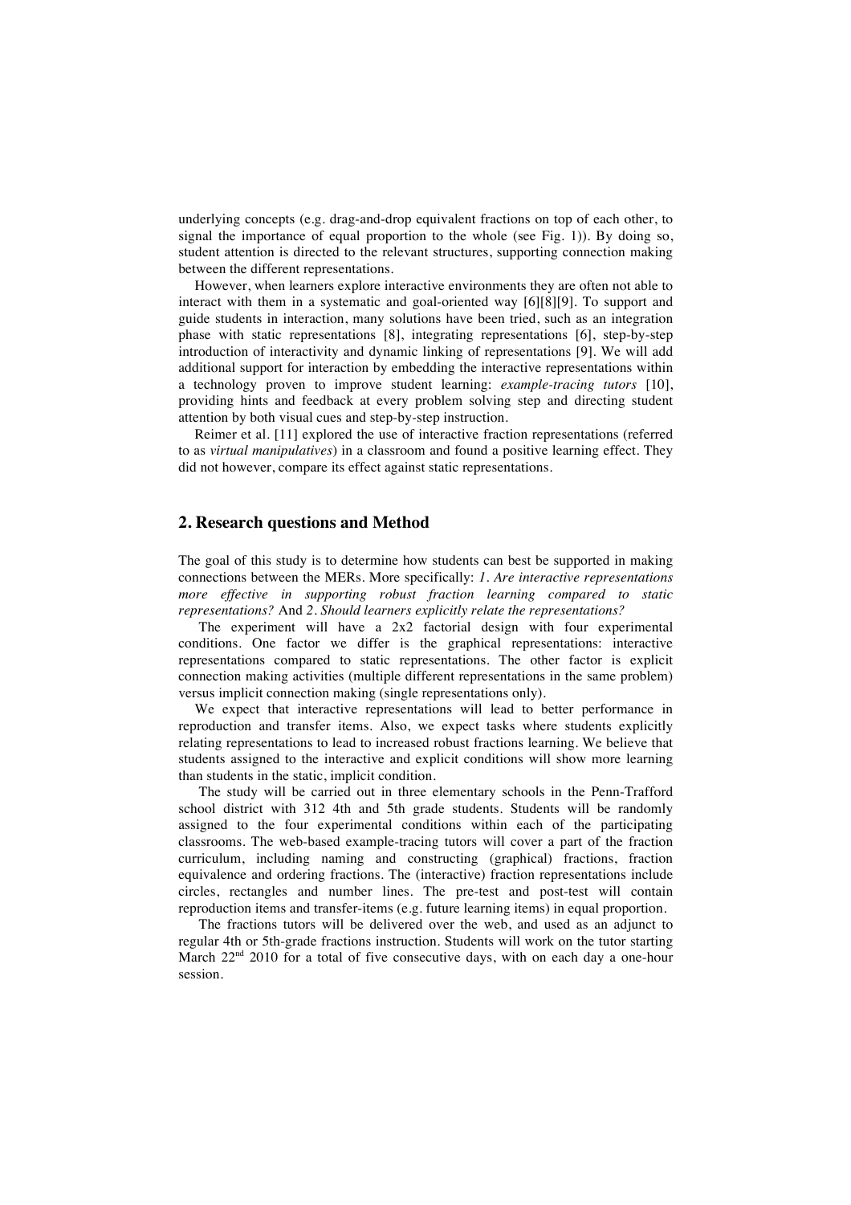underlying concepts (e.g. drag-and-drop equivalent fractions on top of each other, to signal the importance of equal proportion to the whole (see Fig. 1)). By doing so, student attention is directed to the relevant structures, supporting connection making between the different representations.

However, when learners explore interactive environments they are often not able to interact with them in a systematic and goal-oriented way [6][8][9]. To support and guide students in interaction, many solutions have been tried, such as an integration phase with static representations [8], integrating representations [6], step-by-step introduction of interactivity and dynamic linking of representations [9]. We will add additional support for interaction by embedding the interactive representations within a technology proven to improve student learning: *example-tracing tutors* [10], providing hints and feedback at every problem solving step and directing student attention by both visual cues and step-by-step instruction.

Reimer et al. [11] explored the use of interactive fraction representations (referred to as *virtual manipulatives*) in a classroom and found a positive learning effect. They did not however, compare its effect against static representations.

## 2. Research questions and Method

The goal of this study is to determine how students can best be supported in making connections between the MERs. More specifically: *1. Are interactive representations more effective in supporting robust fraction learning compared to static representations?* And *2. Should learners explicitly relate the representations?*

The experiment will have a 2x2 factorial design with four experimental conditions. One factor we differ is the graphical representations: interactive representations compared to static representations. The other factor is explicit connection making activities (multiple different representations in the same problem) versus implicit connection making (single representations only).

We expect that interactive representations will lead to better performance in reproduction and transfer items. Also, we expect tasks where students explicitly relating representations to lead to increased robust fractions learning. We believe that students assigned to the interactive and explicit conditions will show more learning than students in the static, implicit condition.

The study will be carried out in three elementary schools in the Penn-Trafford school district with 312 4th and 5th grade students. Students will be randomly assigned to the four experimental conditions within each of the participating classrooms. The web-based example-tracing tutors will cover a part of the fraction curriculum, including naming and constructing (graphical) fractions, fraction equivalence and ordering fractions. The (interactive) fraction representations include circles, rectangles and number lines. The pre-test and post-test will contain reproduction items and transfer-items (e.g. future learning items) in equal proportion.

The fractions tutors will be delivered over the web, and used as an adjunct to regular 4th or 5th-grade fractions instruction. Students will work on the tutor starting March 22nd 2010 for a total of five consecutive days, with on each day a one-hour session.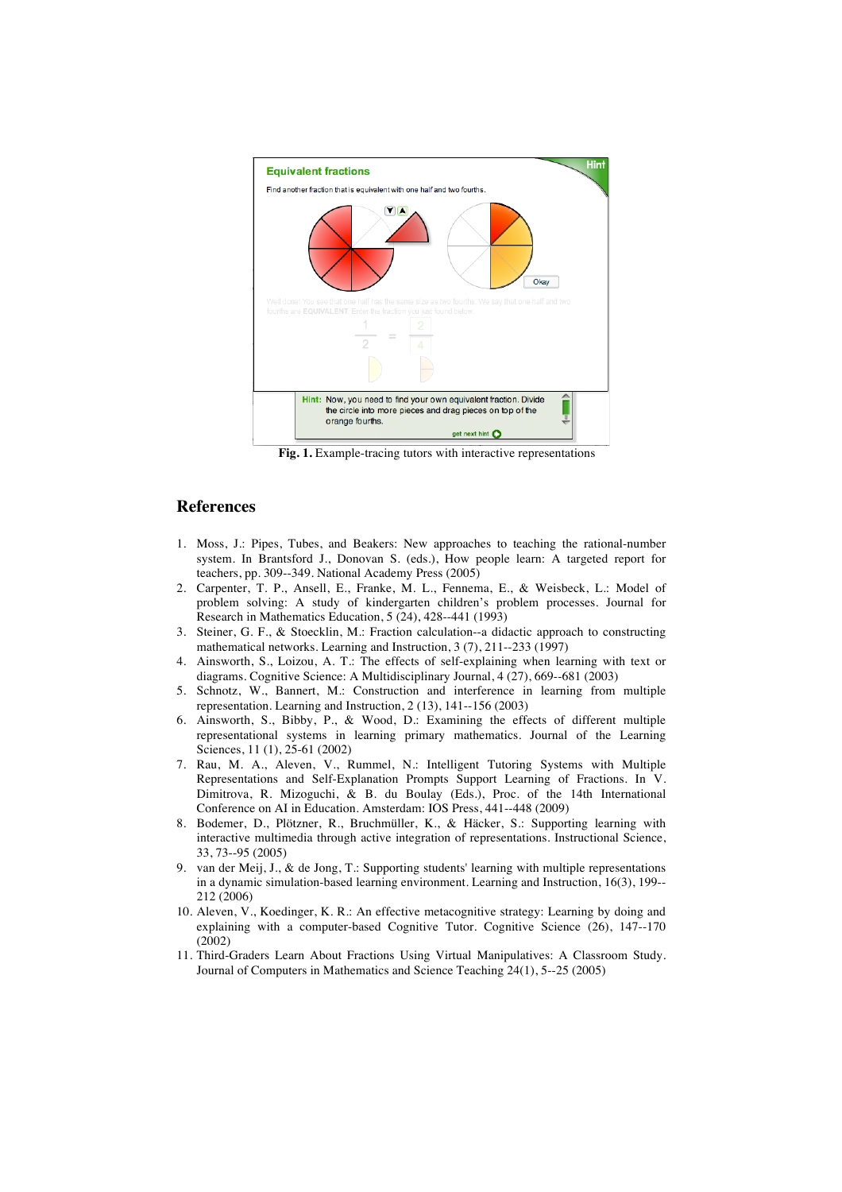Fig. 1. Example-tracing tutors with interactive representations

## References

1. Moss, J.: Pipes, Tubes, and Beakers: New approaches to teaching the rational-number system. In Brantsford J., Donovan S. (eds.), How people learn: A targeted report for teachers, pp. 309--349. National Academy Press (2005)
2. Carpenter, T. P., Ansell, E., Franke, M. L., Fennema, E., & Weisbeck, L.: Model of problem solving: A study of kindergarten children's problem processes. Journal for Research in Mathematics Education, 5 (24), 428--441 (1993)
3. Steiner, G. F., & Stoecklin, M.: Fraction calculation--a didactic approach to constructing mathematical networks. Learning and Instruction, 3 (7), 211--233 (1997)
4. Ainsworth, S., Loizou, A. T.: The effects of self-explaining when learning with text or diagrams. Cognitive Science: A Multidisciplinary Journal, 4 (27), 669--681 (2003)
5. Schnotz, W., Bannert, M.: Construction and interference in learning from multiple representation. Learning and Instruction, 2 (13), 141--156 (2003)
6. Ainsworth, S., Bibby, P., & Wood, D.: Examining the effects of different multiple representational systems in learning primary mathematics. Journal of the Learning Sciences, 11 (1), 25-61 (2002)
7. Rau, M. A., Aleven, V., Rummel, N.: Intelligent Tutoring Systems with Multiple Representations and Self-Explanation Prompts Support Learning of Fractions. In V. Dimitrova, R. Mizoguchi, & B. du Boulay (Eds.), Proc. of the 14th International Conference on AI in Education. Amsterdam: IOS Press, 441--448 (2009)
8. Bodemer, D., Plötzner, R., Bruchmüller, K., & Häcker, S.: Supporting learning with interactive multimedia through active integration of representations. Instructional Science, 33, 73--95 (2005)
9. van der Meij, J., & de Jong, T.: Supporting students' learning with multiple representations in a dynamic simulation-based learning environment. Learning and Instruction, 16(3), 199--212 (2006)
10. Aleven, V., Koedinger, K. R.: An effective metacognitive strategy: Learning by doing and explaining with a computer-based Cognitive Tutor. Cognitive Science (26), 147--170 (2002)
11. Third-Graders Learn About Fractions Using Virtual Manipulatives: A Classroom Study. Journal of Computers in Mathematics and Science Teaching 24(1), 5--25 (2005)